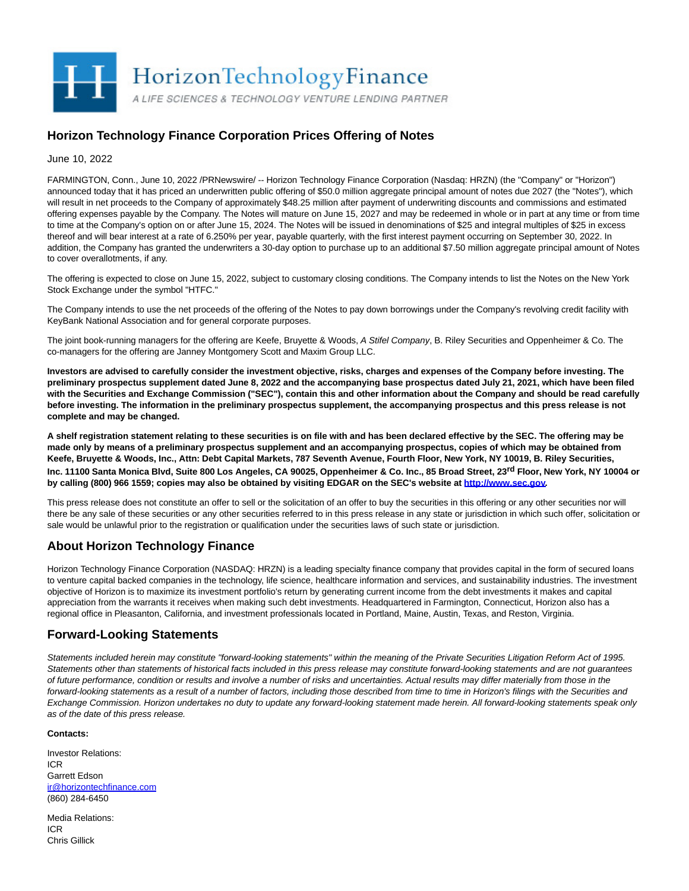HorizonTechnologyFinance

A LIFE SCIENCES & TECHNOLOGY VENTURE LENDING PARTNER

# Horizon Technology Finance Corporation Prices Offering of Notes

June 10, 2022

FARMINGTON, Conn., June 10, 2022 /PRNewswire/ -- Horizon Technology Finance Corporation (Nasdaq: HRZN) (the "Company" or "Horizon") announced today that it has priced an underwritten public offering of $50.0 million aggregate principal amount of notes due 2027 (the "Notes"), which will result in net proceeds to the Company of approximately $48.25 million after payment of underwriting discounts and commissions and estimated offering expenses payable by the Company. The Notes will mature on June 15, 2027 and may be redeemed in whole or in part at any time or from time to time at the Company's option on or after June 15, 2024. The Notes will be issued in denominations of $25 and integral multiples of $25 in excess thereof and will bear interest at a rate of 6.250% per year, payable quarterly, with the first interest payment occurring on September 30, 2022. In addition, the Company has granted the underwriters a 30-day option to purchase up to an additional $7.50 million aggregate principal amount of Notes to cover overallotments, if any.

The offering is expected to close on June 15, 2022, subject to customary closing conditions. The Company intends to list the Notes on the New York Stock Exchange under the symbol "HTFC."

The Company intends to use the net proceeds of the offering of the Notes to pay down borrowings under the Company's revolving credit facility with KeyBank National Association and for general corporate purposes.

The joint book-running managers for the offering are Keefe, Bruyette & Woods, *A Stifel Company*, B. Riley Securities and Oppenheimer & Co. The co-managers for the offering are Janney Montgomery Scott and Maxim Group LLC.

**Investors are advised to carefully consider the investment objective, risks, charges and expenses of the Company before investing. The preliminary prospectus supplement dated June 8, 2022 and the accompanying base prospectus dated July 21, 2021, which have been filed with the Securities and Exchange Commission ("SEC"), contain this and other information about the Company and should be read carefully before investing. The information in the preliminary prospectus supplement, the accompanying prospectus and this press release is not complete and may be changed.**

**A shelf registration statement relating to these securities is on file with and has been declared effective by the SEC. The offering may be made only by means of a preliminary prospectus supplement and an accompanying prospectus, copies of which may be obtained from Keefe, Bruyette & Woods, Inc., Attn: Debt Capital Markets, 787 Seventh Avenue, Fourth Floor, New York, NY 10019, B. Riley Securities, Inc. 11100 Santa Monica Blvd, Suite 800 Los Angeles, CA 90025, Oppenheimer & Co. Inc., 85 Broad Street, 23rd Floor, New York, NY 10004 or by calling (800) 966 1559; copies may also be obtained by visiting EDGAR on the SEC's website at http://www.sec.gov.**

This press release does not constitute an offer to sell or the solicitation of an offer to buy the securities in this offering or any other securities nor will there be any sale of these securities or any other securities referred to in this press release in any state or jurisdiction in which such offer, solicitation or sale would be unlawful prior to the registration or qualification under the securities laws of such state or jurisdiction.

## About Horizon Technology Finance

Horizon Technology Finance Corporation (NASDAQ: HRZN) is a leading specialty finance company that provides capital in the form of secured loans to venture capital backed companies in the technology, life science, healthcare information and services, and sustainability industries. The investment objective of Horizon is to maximize its investment portfolio's return by generating current income from the debt investments it makes and capital appreciation from the warrants it receives when making such debt investments. Headquartered in Farmington, Connecticut, Horizon also has a regional office in Pleasanton, California, and investment professionals located in Portland, Maine, Austin, Texas, and Reston, Virginia.

## Forward-Looking Statements

*Statements included herein may constitute "forward-looking statements" within the meaning of the Private Securities Litigation Reform Act of 1995. Statements other than statements of historical facts included in this press release may constitute forward-looking statements and are not guarantees of future performance, condition or results and involve a number of risks and uncertainties. Actual results may differ materially from those in the forward-looking statements as a result of a number of factors, including those described from time to time in Horizon's filings with the Securities and Exchange Commission. Horizon undertakes no duty to update any forward-looking statement made herein. All forward-looking statements speak only as of the date of this press release.*

**Contacts:**

Investor Relations:
ICR
Garrett Edson
ir@horizontechfinance.com
(860) 284-6450

Media Relations:
ICR
Chris Gillick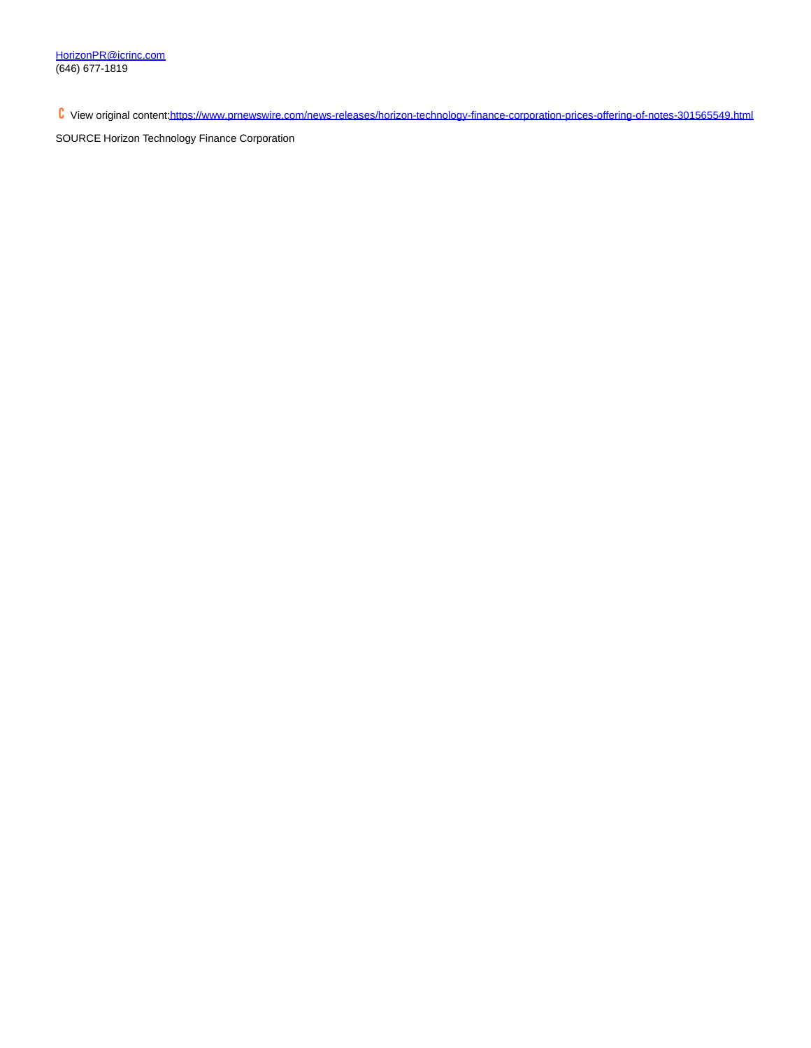HorizonPR@icrinc.com
(646) 677-1819

View original content:https://www.prnewswire.com/news-releases/horizon-technology-finance-corporation-prices-offering-of-notes-301565549.html

SOURCE Horizon Technology Finance Corporation